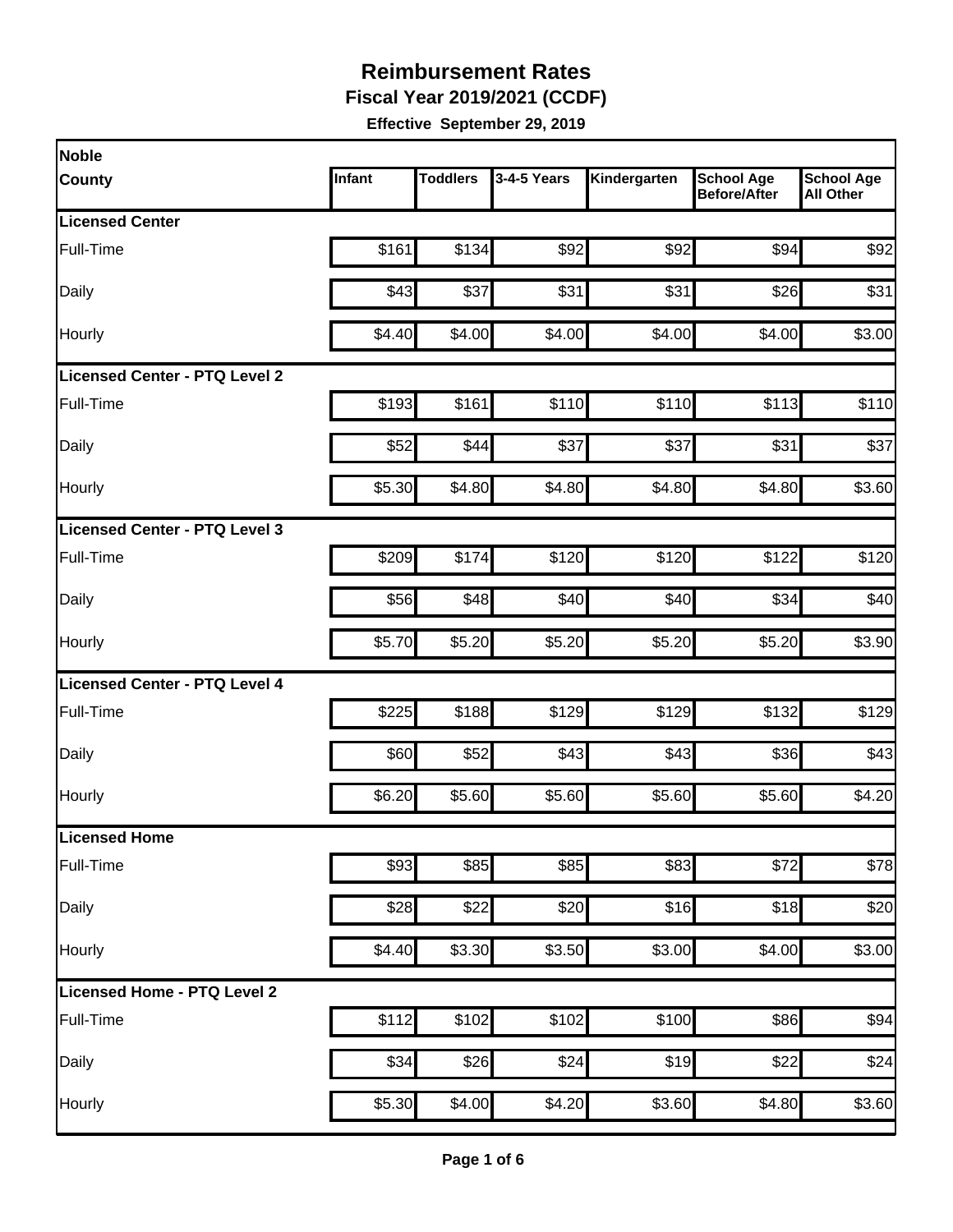# Reimbursement Rates

## Fiscal Year 2019/2021 (CCDF)

**Effective September 29, 2019**

| Noble County | Infant | Toddlers | 3-4-5 Years | Kindergarten | School Age Before/After | School Age All Other |
|---|---|---|---|---|---|---|
| **Licensed Center** | | | | | | |
| Full-Time | $161 | $134 | $92 | $92 | $94 | $92 |
| Daily | $43 | $37 | $31 | $31 | $26 | $31 |
| Hourly | $4.40 | $4.00 | $4.00 | $4.00 | $4.00 | $3.00 |
| **Licensed Center - PTQ Level 2** | | | | | | |
| Full-Time | $193 | $161 | $110 | $110 | $113 | $110 |
| Daily | $52 | $44 | $37 | $37 | $31 | $37 |
| Hourly | $5.30 | $4.80 | $4.80 | $4.80 | $4.80 | $3.60 |
| **Licensed Center - PTQ Level 3** | | | | | | |
| Full-Time | $209 | $174 | $120 | $120 | $122 | $120 |
| Daily | $56 | $48 | $40 | $40 | $34 | $40 |
| Hourly | $5.70 | $5.20 | $5.20 | $5.20 | $5.20 | $3.90 |
| **Licensed Center - PTQ Level 4** | | | | | | |
| Full-Time | $225 | $188 | $129 | $129 | $132 | $129 |
| Daily | $60 | $52 | $43 | $43 | $36 | $43 |
| Hourly | $6.20 | $5.60 | $5.60 | $5.60 | $5.60 | $4.20 |
| **Licensed Home** | | | | | | |
| Full-Time | $93 | $85 | $85 | $83 | $72 | $78 |
| Daily | $28 | $22 | $20 | $16 | $18 | $20 |
| Hourly | $4.40 | $3.30 | $3.50 | $3.00 | $4.00 | $3.00 |
| **Licensed Home - PTQ Level 2** | | | | | | |
| Full-Time | $112 | $102 | $102 | $100 | $86 | $94 |
| Daily | $34 | $26 | $24 | $19 | $22 | $24 |
| Hourly | $5.30 | $4.00 | $4.20 | $3.60 | $4.80 | $3.60 |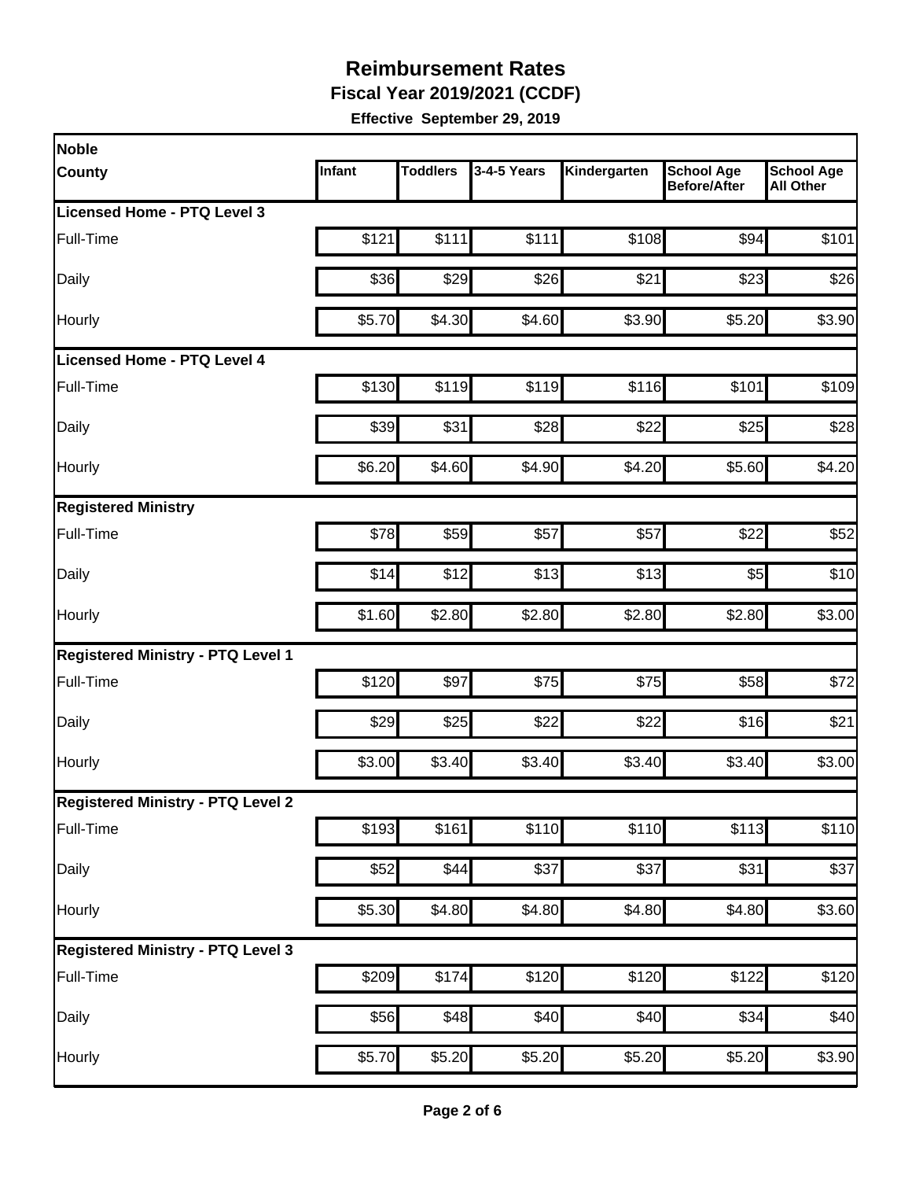# Reimbursement Rates

**Fiscal Year 2019/2021 (CCDF)**

**Effective September 29, 2019**

| Noble County | Infant | Toddlers | 3-4-5 Years | Kindergarten | School Age Before/After | School Age All Other |
|---|---|---|---|---|---|---|
| **Licensed Home - PTQ Level 3** | | | | | | |
| Full-Time | $121 | $111 | $111 | $108 | $94 | $101 |
| Daily | $36 | $29 | $26 | $21 | $23 | $26 |
| Hourly | $5.70 | $4.30 | $4.60 | $3.90 | $5.20 | $3.90 |
| **Licensed Home - PTQ Level 4** | | | | | | |
| Full-Time | $130 | $119 | $119 | $116 | $101 | $109 |
| Daily | $39 | $31 | $28 | $22 | $25 | $28 |
| Hourly | $6.20 | $4.60 | $4.90 | $4.20 | $5.60 | $4.20 |
| **Registered Ministry** | | | | | | |
| Full-Time | $78 | $59 | $57 | $57 | $22 | $52 |
| Daily | $14 | $12 | $13 | $13 | $5 | $10 |
| Hourly | $1.60 | $2.80 | $2.80 | $2.80 | $2.80 | $3.00 |
| **Registered Ministry - PTQ Level 1** | | | | | | |
| Full-Time | $120 | $97 | $75 | $75 | $58 | $72 |
| Daily | $29 | $25 | $22 | $22 | $16 | $21 |
| Hourly | $3.00 | $3.40 | $3.40 | $3.40 | $3.40 | $3.00 |
| **Registered Ministry - PTQ Level 2** | | | | | | |
| Full-Time | $193 | $161 | $110 | $110 | $113 | $110 |
| Daily | $52 | $44 | $37 | $37 | $31 | $37 |
| Hourly | $5.30 | $4.80 | $4.80 | $4.80 | $4.80 | $3.60 |
| **Registered Ministry - PTQ Level 3** | | | | | | |
| Full-Time | $209 | $174 | $120 | $120 | $122 | $120 |
| Daily | $56 | $48 | $40 | $40 | $34 | $40 |
| Hourly | $5.70 | $5.20 | $5.20 | $5.20 | $5.20 | $3.90 |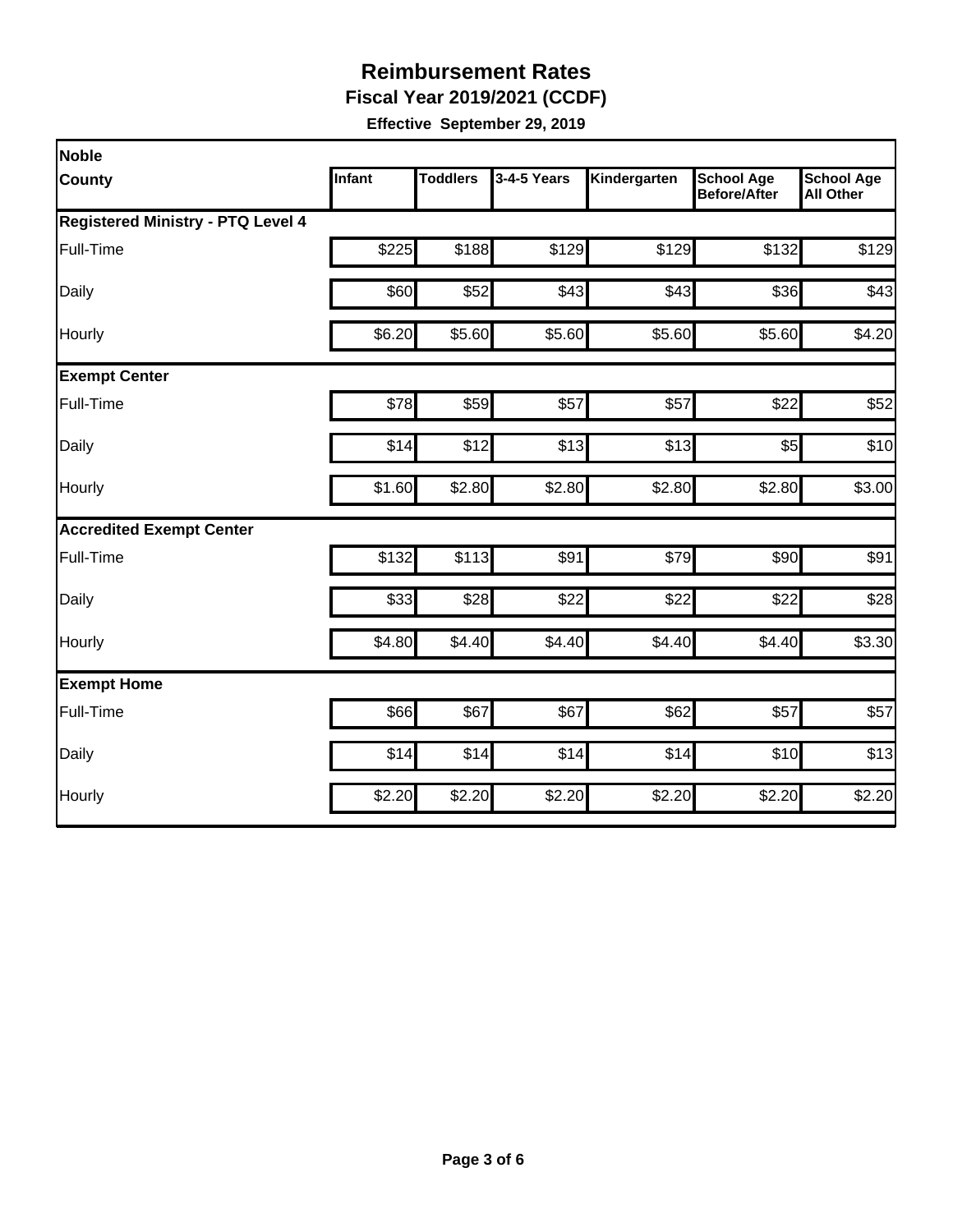# Reimbursement Rates

## Fiscal Year 2019/2021 (CCDF)

**Effective September 29, 2019**

| Noble County | Infant | Toddlers | 3-4-5 Years | Kindergarten | School Age Before/After | School Age All Other |
|---|---|---|---|---|---|---|
| **Registered Ministry - PTQ Level 4** | | | | | | |
| Full-Time | $225 | $188 | $129 | $129 | $132 | $129 |
| Daily | $60 | $52 | $43 | $43 | $36 | $43 |
| Hourly | $6.20 | $5.60 | $5.60 | $5.60 | $5.60 | $4.20 |
| **Exempt Center** | | | | | | |
| Full-Time | $78 | $59 | $57 | $57 | $22 | $52 |
| Daily | $14 | $12 | $13 | $13 | $5 | $10 |
| Hourly | $1.60 | $2.80 | $2.80 | $2.80 | $2.80 | $3.00 |
| **Accredited Exempt Center** | | | | | | |
| Full-Time | $132 | $113 | $91 | $79 | $90 | $91 |
| Daily | $33 | $28 | $22 | $22 | $22 | $28 |
| Hourly | $4.80 | $4.40 | $4.40 | $4.40 | $4.40 | $3.30 |
| **Exempt Home** | | | | | | |
| Full-Time | $66 | $67 | $67 | $62 | $57 | $57 |
| Daily | $14 | $14 | $14 | $14 | $10 | $13 |
| Hourly | $2.20 | $2.20 | $2.20 | $2.20 | $2.20 | $2.20 |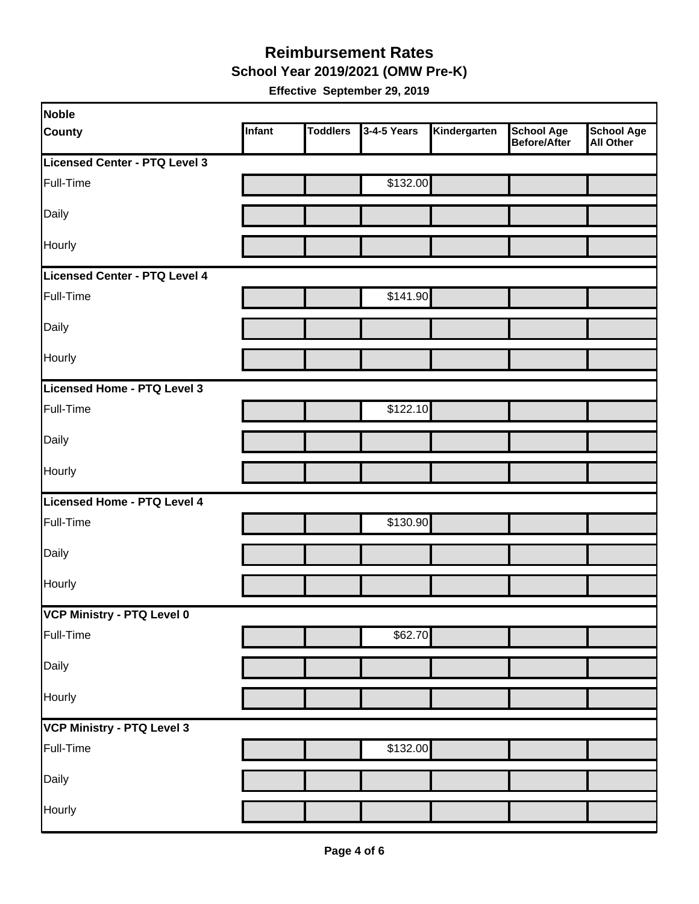# Reimbursement Rates

## School Year 2019/2021 (OMW Pre-K)

**Effective September 29, 2019**

| Noble County | Infant | Toddlers | 3-4-5 Years | Kindergarten | School Age Before/After | School Age All Other |
|---|---|---|---|---|---|---|
| **Licensed Center - PTQ Level 3** | | | | | | |
| Full-Time | | | $132.00 | | | |
| Daily | | | | | | |
| Hourly | | | | | | |
| **Licensed Center - PTQ Level 4** | | | | | | |
| Full-Time | | | $141.90 | | | |
| Daily | | | | | | |
| Hourly | | | | | | |
| **Licensed Home - PTQ Level 3** | | | | | | |
| Full-Time | | | $122.10 | | | |
| Daily | | | | | | |
| Hourly | | | | | | |
| **Licensed Home - PTQ Level 4** | | | | | | |
| Full-Time | | | $130.90 | | | |
| Daily | | | | | | |
| Hourly | | | | | | |
| **VCP Ministry - PTQ Level 0** | | | | | | |
| Full-Time | | | $62.70 | | | |
| Daily | | | | | | |
| Hourly | | | | | | |
| **VCP Ministry - PTQ Level 3** | | | | | | |
| Full-Time | | | $132.00 | | | |
| Daily | | | | | | |
| Hourly | | | | | | |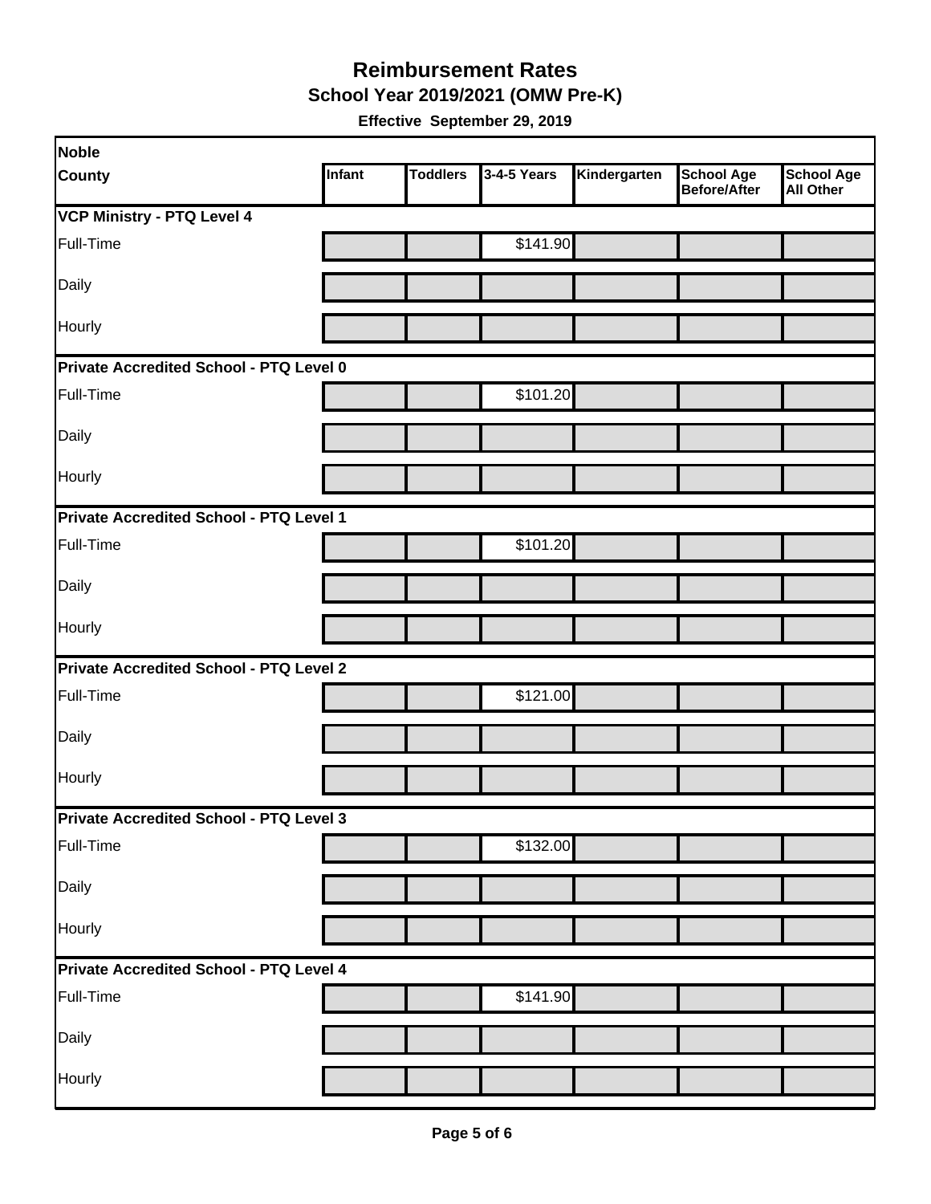# Reimbursement Rates

## School Year 2019/2021 (OMW Pre-K)

**Effective September 29, 2019**

| Noble County | Infant | Toddlers | 3-4-5 Years | Kindergarten | School Age Before/After | School Age All Other |
|---|---|---|---|---|---|---|
| **VCP Ministry - PTQ Level 4** | | | | | | |
| Full-Time | | | $141.90 | | | |
| Daily | | | | | | |
| Hourly | | | | | | |
| **Private Accredited School - PTQ Level 0** | | | | | | |
| Full-Time | | | $101.20 | | | |
| Daily | | | | | | |
| Hourly | | | | | | |
| **Private Accredited School - PTQ Level 1** | | | | | | |
| Full-Time | | | $101.20 | | | |
| Daily | | | | | | |
| Hourly | | | | | | |
| **Private Accredited School - PTQ Level 2** | | | | | | |
| Full-Time | | | $121.00 | | | |
| Daily | | | | | | |
| Hourly | | | | | | |
| **Private Accredited School - PTQ Level 3** | | | | | | |
| Full-Time | | | $132.00 | | | |
| Daily | | | | | | |
| Hourly | | | | | | |
| **Private Accredited School - PTQ Level 4** | | | | | | |
| Full-Time | | | $141.90 | | | |
| Daily | | | | | | |
| Hourly | | | | | | |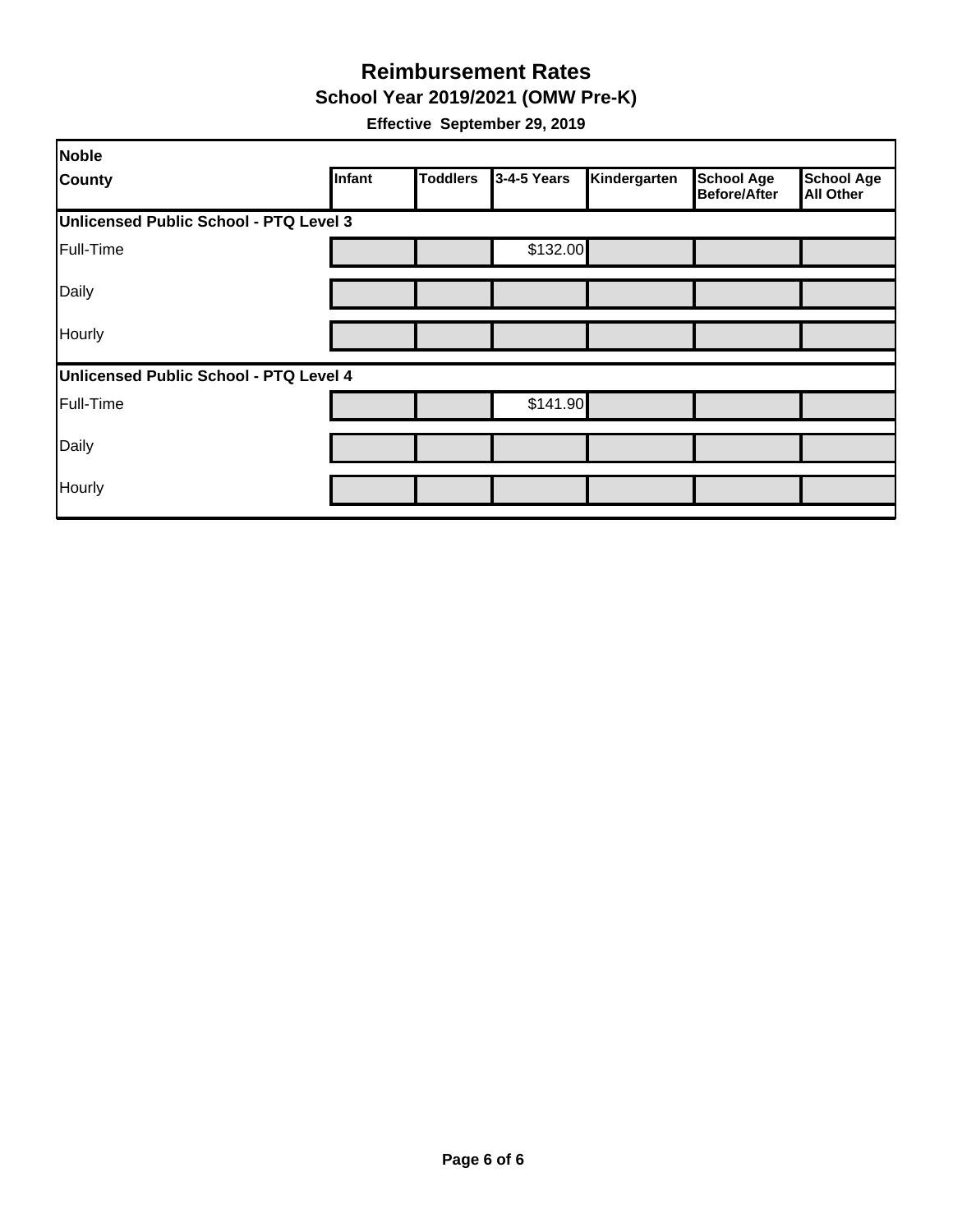# Reimbursement Rates

## School Year 2019/2021 (OMW Pre-K)

**Effective September 29, 2019**

| Noble County | Infant | Toddlers | 3-4-5 Years | Kindergarten | School Age Before/After | School Age All Other |
|---|---|---|---|---|---|---|
| **Unlicensed Public School - PTQ Level 3** | | | | | | |
| Full-Time | | | $132.00 | | | |
| Daily | | | | | | |
| Hourly | | | | | | |
| **Unlicensed Public School - PTQ Level 4** | | | | | | |
| Full-Time | | | $141.90 | | | |
| Daily | | | | | | |
| Hourly | | | | | | |